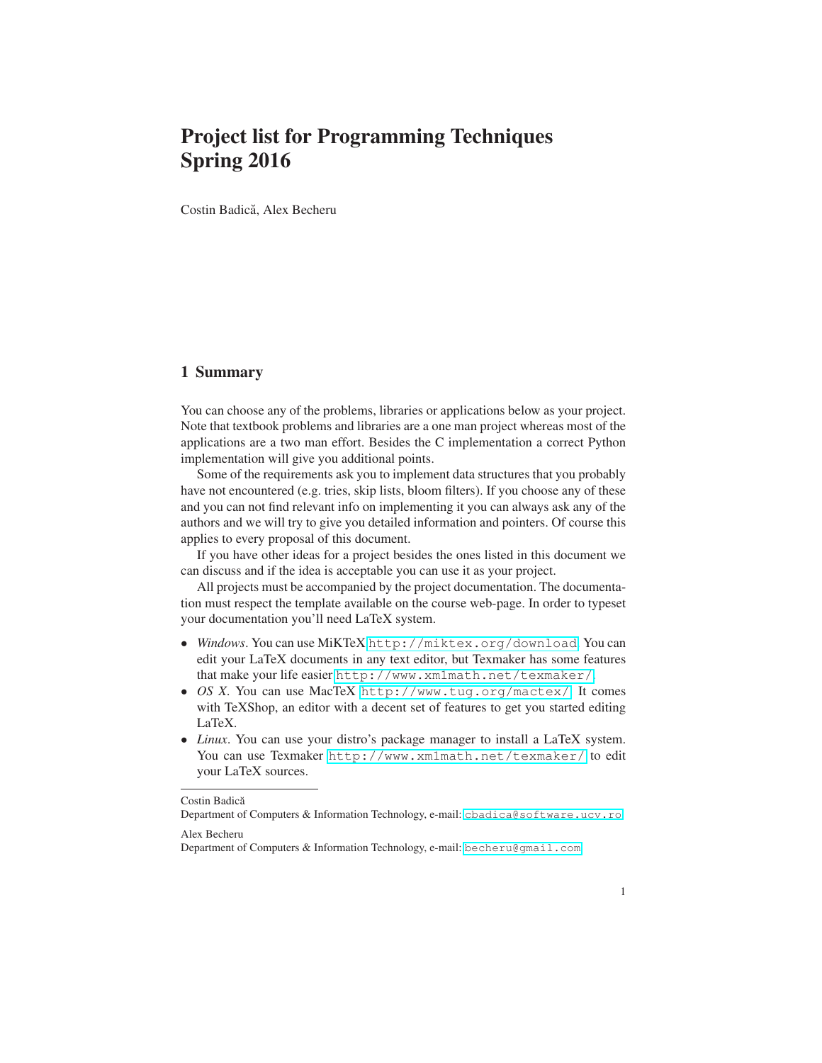# Project list for Programming Techniques Spring 2016

Costin Badică, Alex Becheru

## 1 Summary

You can choose any of the problems, libraries or applications below as your project. Note that textbook problems and libraries are a one man project whereas most of the applications are a two man effort. Besides the C implementation a correct Python implementation will give you additional points.

Some of the requirements ask you to implement data structures that you probably have not encountered (e.g. tries, skip lists, bloom filters). If you choose any of these and you can not find relevant info on implementing it you can always ask any of the authors and we will try to give you detailed information and pointers. Of course this applies to every proposal of this document.

If you have other ideas for a project besides the ones listed in this document we can discuss and if the idea is acceptable you can use it as your project.

All projects must be accompanied by the project documentation. The documentation must respect the template available on the course web-page. In order to typeset your documentation you'll need LaTeX system.

- *Windows*. You can use MiKTeX `http://miktex.org/download`. You can edit your LaTeX documents in any text editor, but Texmaker has some features that make your life easier `http://www.xm1math.net/texmaker/`
- *OS X*. You can use MacTeX `http://www.tug.org/mactex/`. It comes with TeXShop, an editor with a decent set of features to get you started editing LaTeX.
- *Linux*. You can use your distro's package manager to install a LaTeX system. You can use Texmaker `http://www.xm1math.net/texmaker/` to edit your LaTeX sources.

---

Costin Badică
Department of Computers & Information Technology, e-mail: cbadica@software.ucv.ro

Alex Becheru
Department of Computers & Information Technology, e-mail: becheru@gmail.com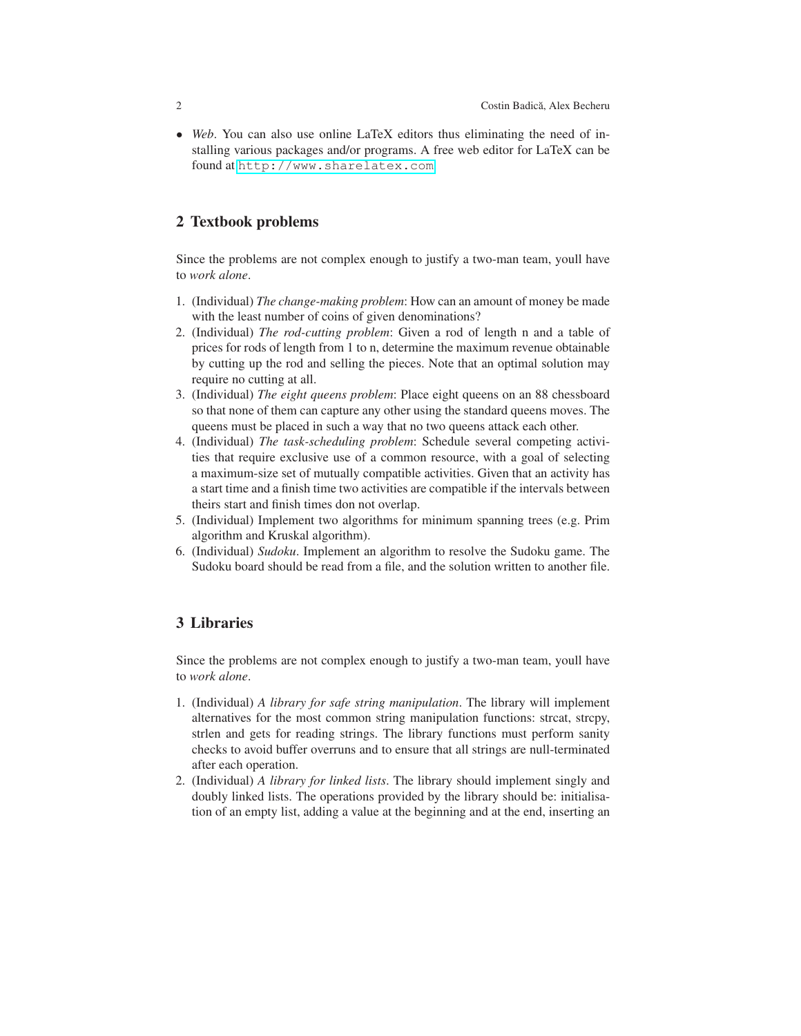- *Web*. You can also use online LaTeX editors thus eliminating the need of installing various packages and/or programs. A free web editor for LaTeX can be found at http://www.sharelatex.com

## 2 Textbook problems

Since the problems are not complex enough to justify a two-man team, youll have to *work alone*.

1. (Individual) *The change-making problem*: How can an amount of money be made with the least number of coins of given denominations?
2. (Individual) *The rod-cutting problem*: Given a rod of length n and a table of prices for rods of length from 1 to n, determine the maximum revenue obtainable by cutting up the rod and selling the pieces. Note that an optimal solution may require no cutting at all.
3. (Individual) *The eight queens problem*: Place eight queens on an 88 chessboard so that none of them can capture any other using the standard queens moves. The queens must be placed in such a way that no two queens attack each other.
4. (Individual) *The task-scheduling problem*: Schedule several competing activities that require exclusive use of a common resource, with a goal of selecting a maximum-size set of mutually compatible activities. Given that an activity has a start time and a finish time two activities are compatible if the intervals between theirs start and finish times don not overlap.
5. (Individual) Implement two algorithms for minimum spanning trees (e.g. Prim algorithm and Kruskal algorithm).
6. (Individual) *Sudoku*. Implement an algorithm to resolve the Sudoku game. The Sudoku board should be read from a file, and the solution written to another file.

## 3 Libraries

Since the problems are not complex enough to justify a two-man team, youll have to *work alone*.

1. (Individual) *A library for safe string manipulation*. The library will implement alternatives for the most common string manipulation functions: strcat, strcpy, strlen and gets for reading strings. The library functions must perform sanity checks to avoid buffer overruns and to ensure that all strings are null-terminated after each operation.
2. (Individual) *A library for linked lists*. The library should implement singly and doubly linked lists. The operations provided by the library should be: initialisation of an empty list, adding a value at the beginning and at the end, inserting an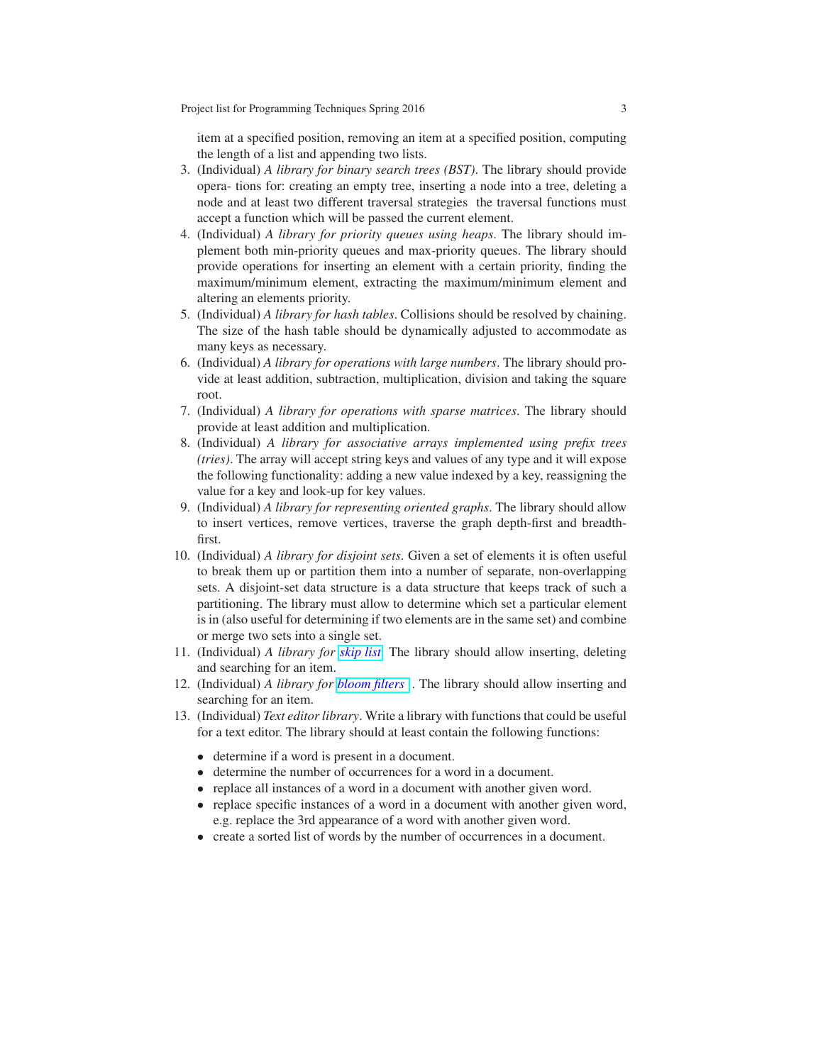item at a specified position, removing an item at a specified position, computing the length of a list and appending two lists.

3. (Individual) *A library for binary search trees (BST)*. The library should provide opera- tions for: creating an empty tree, inserting a node into a tree, deleting a node and at least two different traversal strategies  the traversal functions must accept a function which will be passed the current element.
4. (Individual) *A library for priority queues using heaps*. The library should implement both min-priority queues and max-priority queues. The library should provide operations for inserting an element with a certain priority, finding the maximum/minimum element, extracting the maximum/minimum element and altering an elements priority.
5. (Individual) *A library for hash tables*. Collisions should be resolved by chaining. The size of the hash table should be dynamically adjusted to accommodate as many keys as necessary.
6. (Individual) *A library for operations with large numbers*. The library should provide at least addition, subtraction, multiplication, division and taking the square root.
7. (Individual) *A library for operations with sparse matrices*. The library should provide at least addition and multiplication.
8. (Individual) *A library for associative arrays implemented using prefix trees (tries)*. The array will accept string keys and values of any type and it will expose the following functionality: adding a new value indexed by a key, reassigning the value for a key and look-up for key values.
9. (Individual) *A library for representing oriented graphs*. The library should allow to insert vertices, remove vertices, traverse the graph depth-first and breadth-first.
10. (Individual) *A library for disjoint sets*. Given a set of elements it is often useful to break them up or partition them into a number of separate, non-overlapping sets. A disjoint-set data structure is a data structure that keeps track of such a partitioning. The library must allow to determine which set a particular element is in (also useful for determining if two elements are in the same set) and combine or merge two sets into a single set.
11. (Individual) *A library for skip list* The library should allow inserting, deleting and searching for an item.
12. (Individual) *A library for bloom filters* . The library should allow inserting and searching for an item.
13. (Individual) *Text editor library*. Write a library with functions that could be useful for a text editor. The library should at least contain the following functions:
    - determine if a word is present in a document.
    - determine the number of occurrences for a word in a document.
    - replace all instances of a word in a document with another given word.
    - replace specific instances of a word in a document with another given word, e.g. replace the 3rd appearance of a word with another given word.
    - create a sorted list of words by the number of occurrences in a document.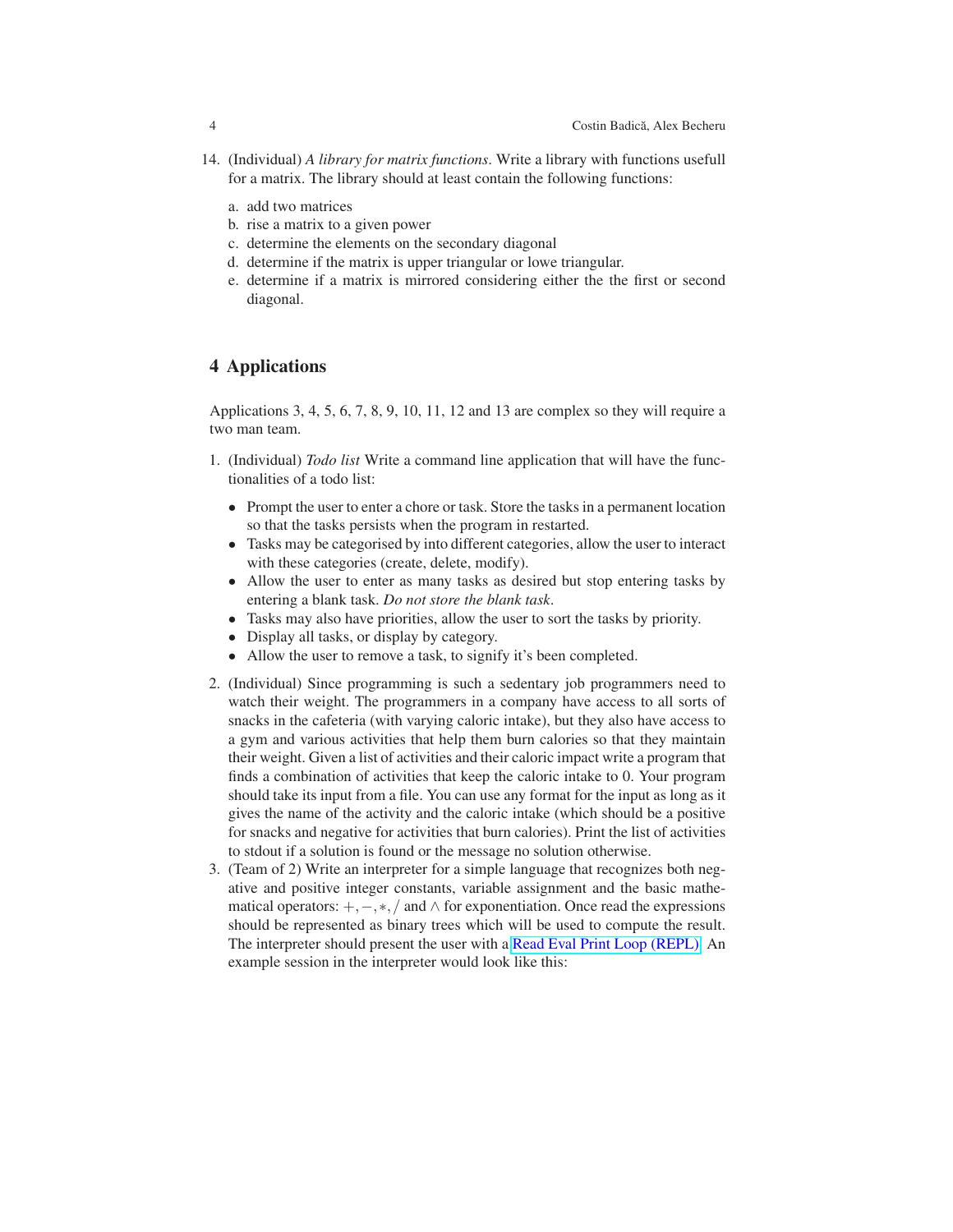14. (Individual) *A library for matrix functions*. Write a library with functions usefull for a matrix. The library should at least contain the following functions:

    a. add two matrices
    b. rise a matrix to a given power
    c. determine the elements on the secondary diagonal
    d. determine if the matrix is upper triangular or lowe triangular.
    e. determine if a matrix is mirrored considering either the the first or second diagonal.

## 4 Applications

Applications 3, 4, 5, 6, 7, 8, 9, 10, 11, 12 and 13 are complex so they will require a two man team.

1. (Individual) *Todo list* Write a command line application that will have the functionalities of a todo list:
    - Prompt the user to enter a chore or task. Store the tasks in a permanent location so that the tasks persists when the program in restarted.
    - Tasks may be categorised by into different categories, allow the user to interact with these categories (create, delete, modify).
    - Allow the user to enter as many tasks as desired but stop entering tasks by entering a blank task. *Do not store the blank task*.
    - Tasks may also have priorities, allow the user to sort the tasks by priority.
    - Display all tasks, or display by category.
    - Allow the user to remove a task, to signify it's been completed.
2. (Individual) Since programming is such a sedentary job programmers need to watch their weight. The programmers in a company have access to all sorts of snacks in the cafeteria (with varying caloric intake), but they also have access to a gym and various activities that help them burn calories so that they maintain their weight. Given a list of activities and their caloric impact write a program that finds a combination of activities that keep the caloric intake to 0. Your program should take its input from a file. You can use any format for the input as long as it gives the name of the activity and the caloric intake (which should be a positive for snacks and negative for activities that burn calories). Print the list of activities to stdout if a solution is found or the message no solution otherwise.
3. (Team of 2) Write an interpreter for a simple language that recognizes both negative and positive integer constants, variable assignment and the basic mathematical operators: $+, -, *, /$ and $\wedge$ for exponentiation. Once read the expressions should be represented as binary trees which will be used to compute the result. The interpreter should present the user with a Read Eval Print Loop (REPL). An example session in the interpreter would look like this: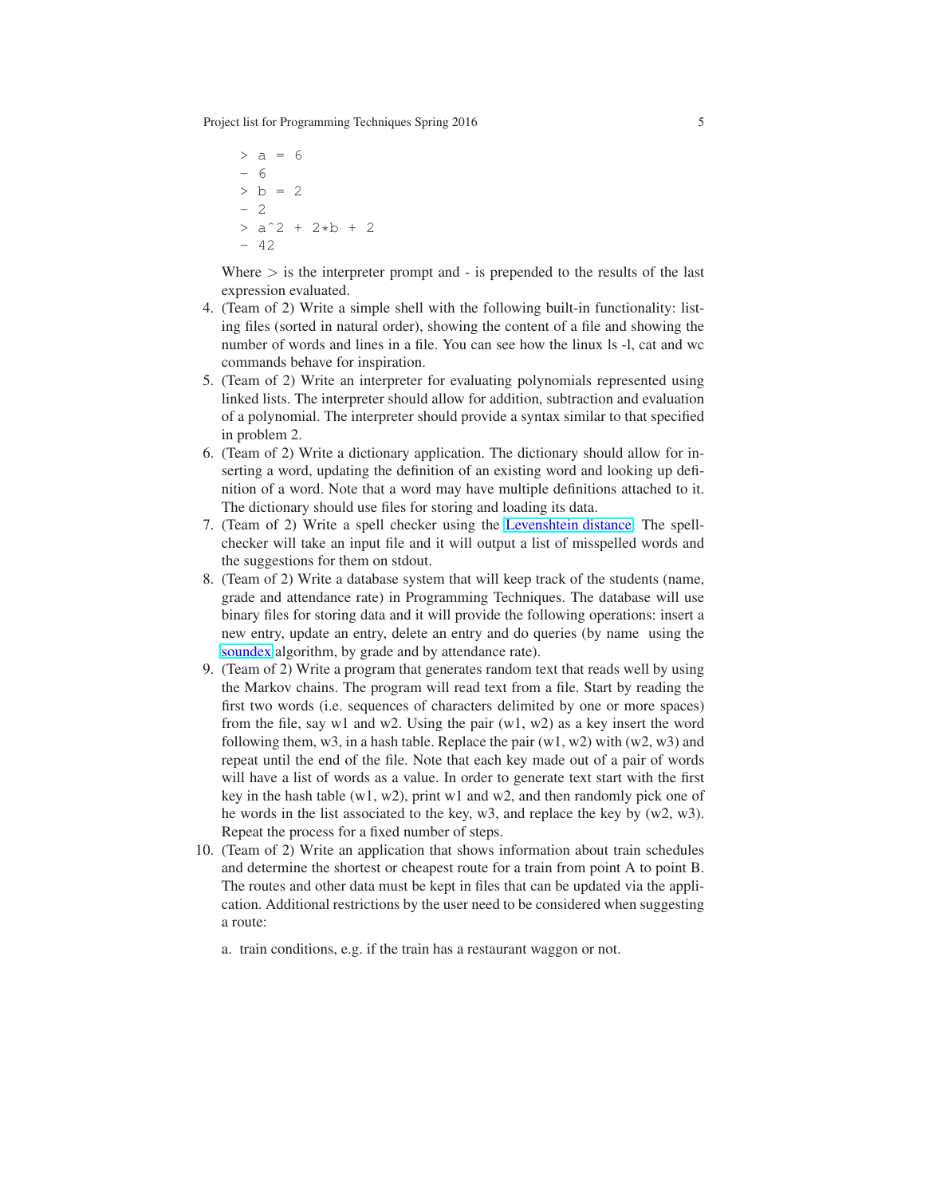```
> a = 6
- 6
> b = 2
- 2
> a^2 + 2*b + 2
- 42
```

Where > is the interpreter prompt and - is prepended to the results of the last expression evaluated.

4. (Team of 2) Write a simple shell with the following built-in functionality: listing files (sorted in natural order), showing the content of a file and showing the number of words and lines in a file. You can see how the linux ls -l, cat and wc commands behave for inspiration.
5. (Team of 2) Write an interpreter for evaluating polynomials represented using linked lists. The interpreter should allow for addition, subtraction and evaluation of a polynomial. The interpreter should provide a syntax similar to that specified in problem 2.
6. (Team of 2) Write a dictionary application. The dictionary should allow for inserting a word, updating the definition of an existing word and looking up definition of a word. Note that a word may have multiple definitions attached to it. The dictionary should use files for storing and loading its data.
7. (Team of 2) Write a spell checker using the Levenshtein distance. The spell-checker will take an input file and it will output a list of misspelled words and the suggestions for them on stdout.
8. (Team of 2) Write a database system that will keep track of the students (name, grade and attendance rate) in Programming Techniques. The database will use binary files for storing data and it will provide the following operations: insert a new entry, update an entry, delete an entry and do queries (by name using the soundex algorithm, by grade and by attendance rate).
9. (Team of 2) Write a program that generates random text that reads well by using the Markov chains. The program will read text from a file. Start by reading the first two words (i.e. sequences of characters delimited by one or more spaces) from the file, say w1 and w2. Using the pair (w1, w2) as a key insert the word following them, w3, in a hash table. Replace the pair (w1, w2) with (w2, w3) and repeat until the end of the file. Note that each key made out of a pair of words will have a list of words as a value. In order to generate text start with the first key in the hash table (w1, w2), print w1 and w2, and then randomly pick one of he words in the list associated to the key, w3, and replace the key by (w2, w3). Repeat the process for a fixed number of steps.
10. (Team of 2) Write an application that shows information about train schedules and determine the shortest or cheapest route for a train from point A to point B. The routes and other data must be kept in files that can be updated via the application. Additional restrictions by the user need to be considered when suggesting a route:

    a. train conditions, e.g. if the train has a restaurant waggon or not.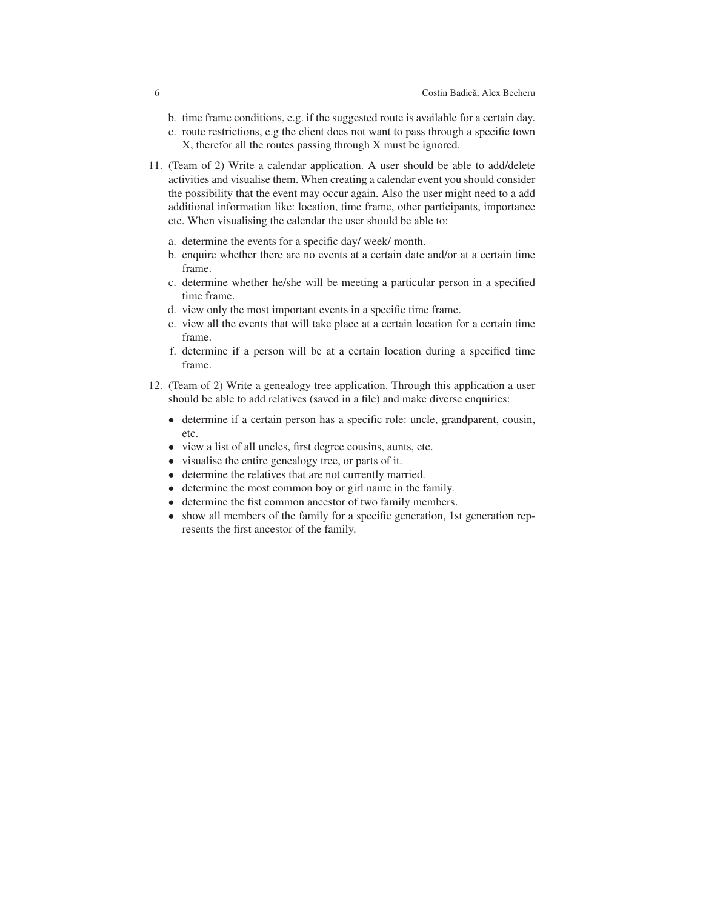b. time frame conditions, e.g. if the suggested route is available for a certain day.
c. route restrictions, e.g the client does not want to pass through a specific town X, therefor all the routes passing through X must be ignored.

11. (Team of 2) Write a calendar application. A user should be able to add/delete activities and visualise them. When creating a calendar event you should consider the possibility that the event may occur again. Also the user might need to a add additional information like: location, time frame, other participants, importance etc. When visualising the calendar the user should be able to:

    a. determine the events for a specific day/ week/ month.
    b. enquire whether there are no events at a certain date and/or at a certain time frame.
    c. determine whether he/she will be meeting a particular person in a specified time frame.
    d. view only the most important events in a specific time frame.
    e. view all the events that will take place at a certain location for a certain time frame.
    f. determine if a person will be at a certain location during a specified time frame.

12. (Team of 2) Write a genealogy tree application. Through this application a user should be able to add relatives (saved in a file) and make diverse enquiries:

    - determine if a certain person has a specific role: uncle, grandparent, cousin, etc.
    - view a list of all uncles, first degree cousins, aunts, etc.
    - visualise the entire genealogy tree, or parts of it.
    - determine the relatives that are not currently married.
    - determine the most common boy or girl name in the family.
    - determine the fist common ancestor of two family members.
    - show all members of the family for a specific generation, 1st generation represents the first ancestor of the family.